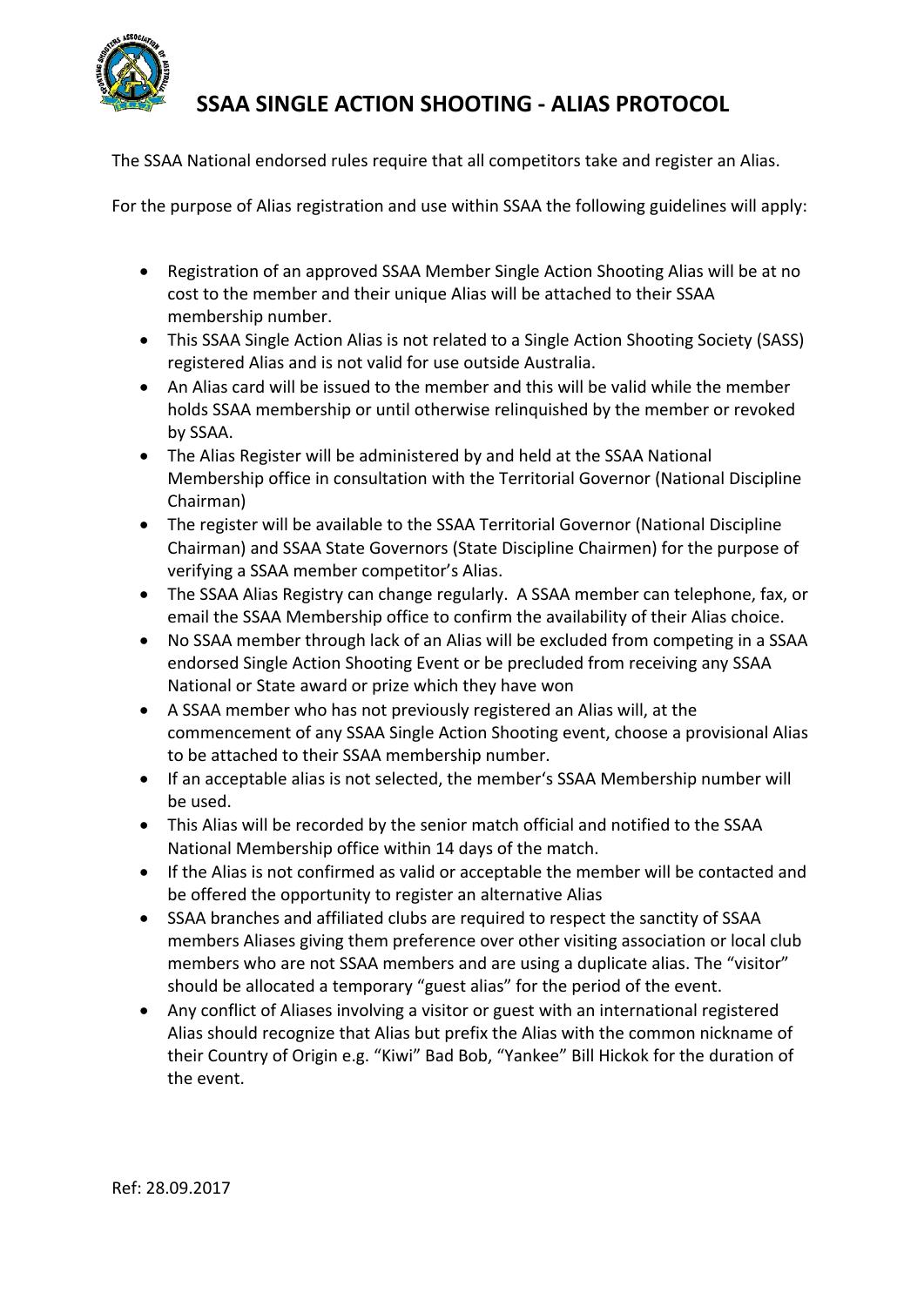# SSAA SINGLE ACTION SHOOTING - ALIAS PROTOCOL

The SSAA National endorsed rules require that all competitors take and register an Alias.

For the purpose of Alias registration and use within SSAA the following guidelines will apply:

- Registration of an approved SSAA Member Single Action Shooting Alias will be at no cost to the member and their unique Alias will be attached to their SSAA membership number.
- This SSAA Single Action Alias is not related to a Single Action Shooting Society (SASS) registered Alias and is not valid for use outside Australia.
- An Alias card will be issued to the member and this will be valid while the member holds SSAA membership or until otherwise relinquished by the member or revoked by SSAA.
- The Alias Register will be administered by and held at the SSAA National Membership office in consultation with the Territorial Governor (National Discipline Chairman)
- The register will be available to the SSAA Territorial Governor (National Discipline Chairman) and SSAA State Governors (State Discipline Chairmen) for the purpose of verifying a SSAA member competitor's Alias.
- The SSAA Alias Registry can change regularly. A SSAA member can telephone, fax, or email the SSAA Membership office to confirm the availability of their Alias choice.
- No SSAA member through lack of an Alias will be excluded from competing in a SSAA endorsed Single Action Shooting Event or be precluded from receiving any SSAA National or State award or prize which they have won
- A SSAA member who has not previously registered an Alias will, at the commencement of any SSAA Single Action Shooting event, choose a provisional Alias to be attached to their SSAA membership number.
- If an acceptable alias is not selected, the member's SSAA Membership number will be used.
- This Alias will be recorded by the senior match official and notified to the SSAA National Membership office within 14 days of the match.
- If the Alias is not confirmed as valid or acceptable the member will be contacted and be offered the opportunity to register an alternative Alias
- SSAA branches and affiliated clubs are required to respect the sanctity of SSAA members Aliases giving them preference over other visiting association or local club members who are not SSAA members and are using a duplicate alias. The "visitor" should be allocated a temporary "guest alias" for the period of the event.
- Any conflict of Aliases involving a visitor or guest with an international registered Alias should recognize that Alias but prefix the Alias with the common nickname of their Country of Origin e.g. "Kiwi" Bad Bob, "Yankee" Bill Hickok for the duration of the event.

Ref: 28.09.2017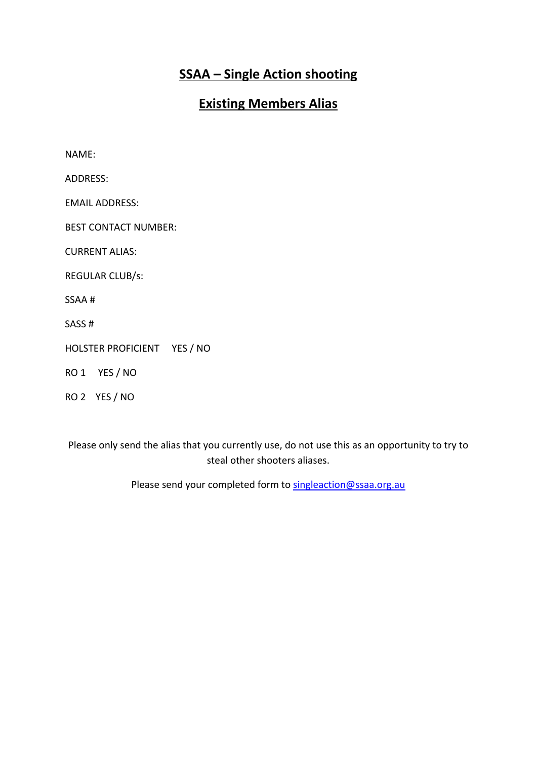# SSAA – Single Action shooting

## Existing Members Alias

NAME:

ADDRESS:

EMAIL ADDRESS:

BEST CONTACT NUMBER:

CURRENT ALIAS:

REGULAR CLUB/s:

SSAA #

SASS #

HOLSTER PROFICIENT YES / NO

RO 1 YES / NO

RO 2 YES / NO

Please only send the alias that you currently use, do not use this as an opportunity to try to steal other shooters aliases.

Please send your completed form to singleaction@ssaa.org.au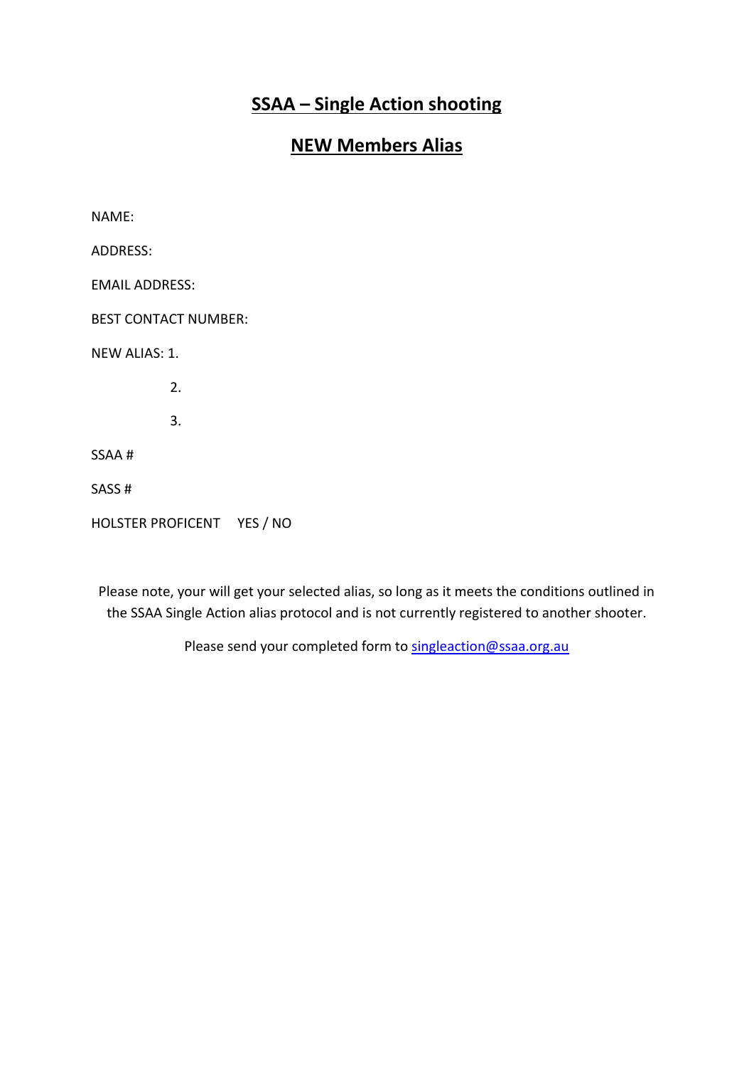# SSAA – Single Action shooting

## NEW Members Alias

NAME:

ADDRESS:

EMAIL ADDRESS:

BEST CONTACT NUMBER:

NEW ALIAS: 1.

2.

3.

SSAA #

SASS #

HOLSTER PROFICENT YES / NO

Please note, your will get your selected alias, so long as it meets the conditions outlined in the SSAA Single Action alias protocol and is not currently registered to another shooter.

Please send your completed form to singleaction@ssaa.org.au